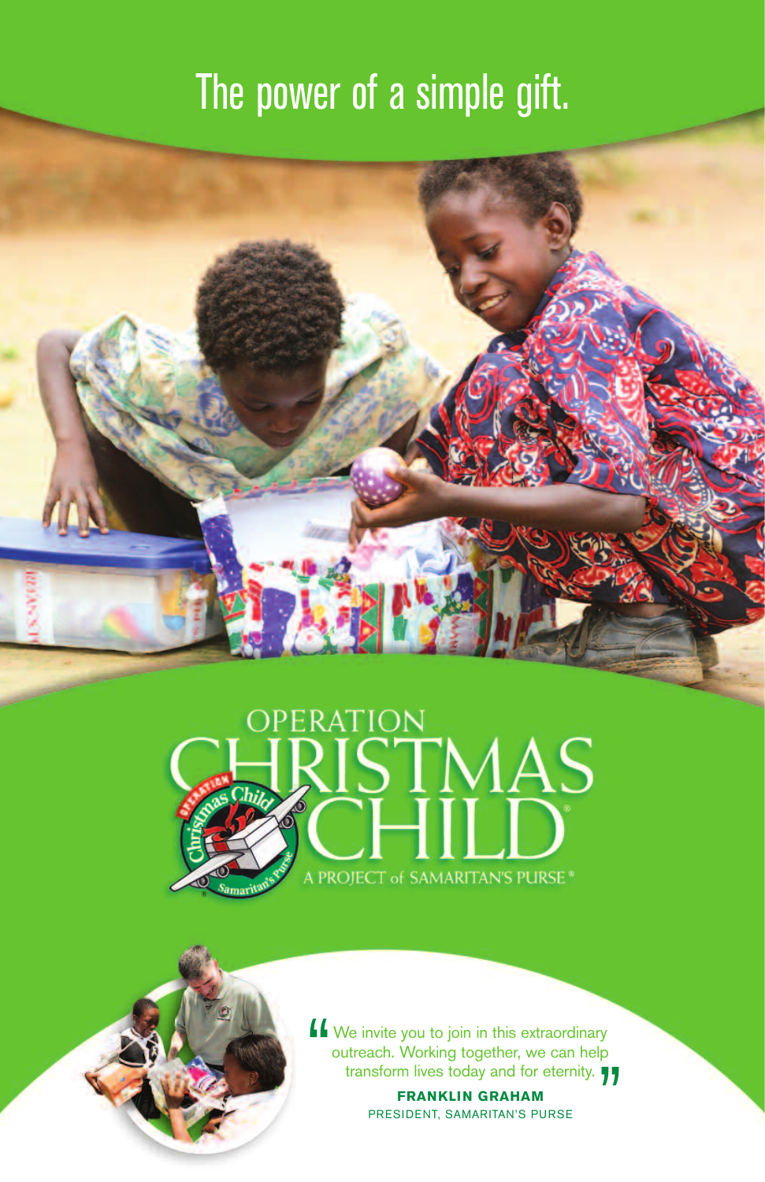# The power of a simple gift.

OPERATION CHRISTMAS CHILD®

A PROJECT of SAMARITAN'S PURSE®

"We invite you to join in this extraordinary outreach. Working together, we can help transform lives today and for eternity."

**FRANKLIN GRAHAM**
PRESIDENT, SAMARITAN'S PURSE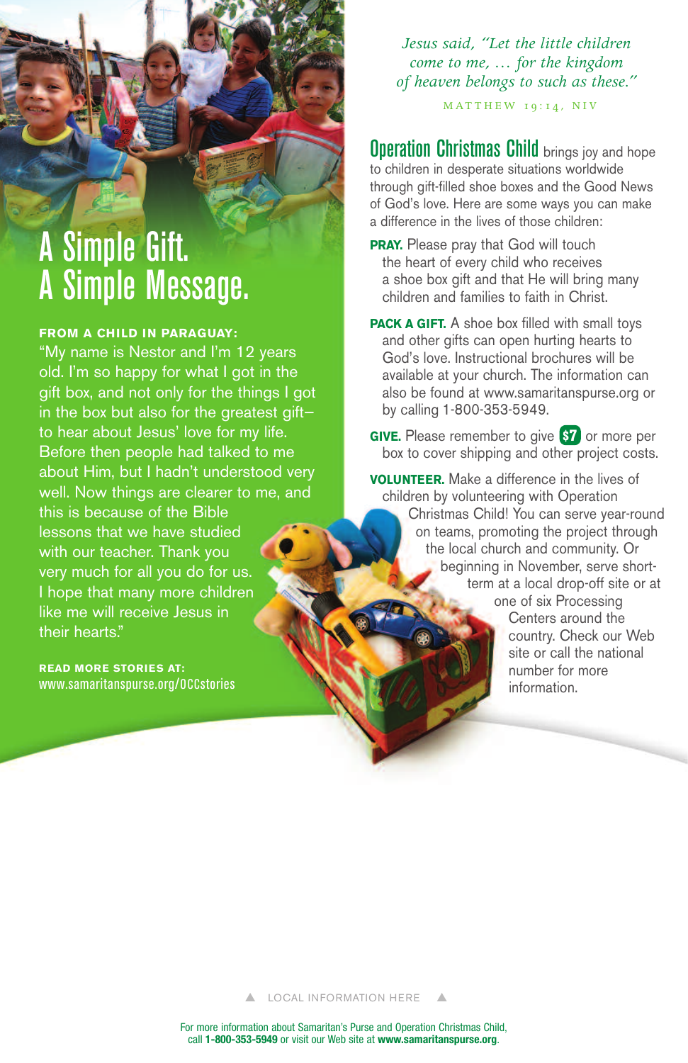# A Simple Gift. A Simple Message.

**FROM A CHILD IN PARAGUAY:**

"My name is Nestor and I'm 12 years old. I'm so happy for what I got in the gift box, and not only for the things I got in the box but also for the greatest gift–to hear about Jesus' love for my life. Before then people had talked to me about Him, but I hadn't understood very well. Now things are clearer to me, and this is because of the Bible lessons that we have studied with our teacher. Thank you very much for all you do for us. I hope that many more children like me will receive Jesus in their hearts."

**READ MORE STORIES AT:**
www.samaritanspurse.org/OCCstories

*Jesus said, "Let the little children come to me, … for the kingdom of heaven belongs to such as these."*

MATTHEW 19:14, NIV

**Operation Christmas Child** brings joy and hope to children in desperate situations worldwide through gift-filled shoe boxes and the Good News of God's love. Here are some ways you can make a difference in the lives of those children:

**PRAY.** Please pray that God will touch the heart of every child who receives a shoe box gift and that He will bring many children and families to faith in Christ.

**PACK A GIFT.** A shoe box filled with small toys and other gifts can open hurting hearts to God's love. Instructional brochures will be available at your church. The information can also be found at www.samaritanspurse.org or by calling 1-800-353-5949.

**GIVE.** Please remember to give **$7** or more per box to cover shipping and other project costs.

**VOLUNTEER.** Make a difference in the lives of children by volunteering with Operation Christmas Child! You can serve year-round on teams, promoting the project through the local church and community. Or beginning in November, serve short-term at a local drop-off site or at one of six Processing Centers around the country. Check our Web site or call the national number for more information.

▲ LOCAL INFORMATION HERE ▲

For more information about Samaritan's Purse and Operation Christmas Child, call **1-800-353-5949** or visit our Web site at **www.samaritanspurse.org**.